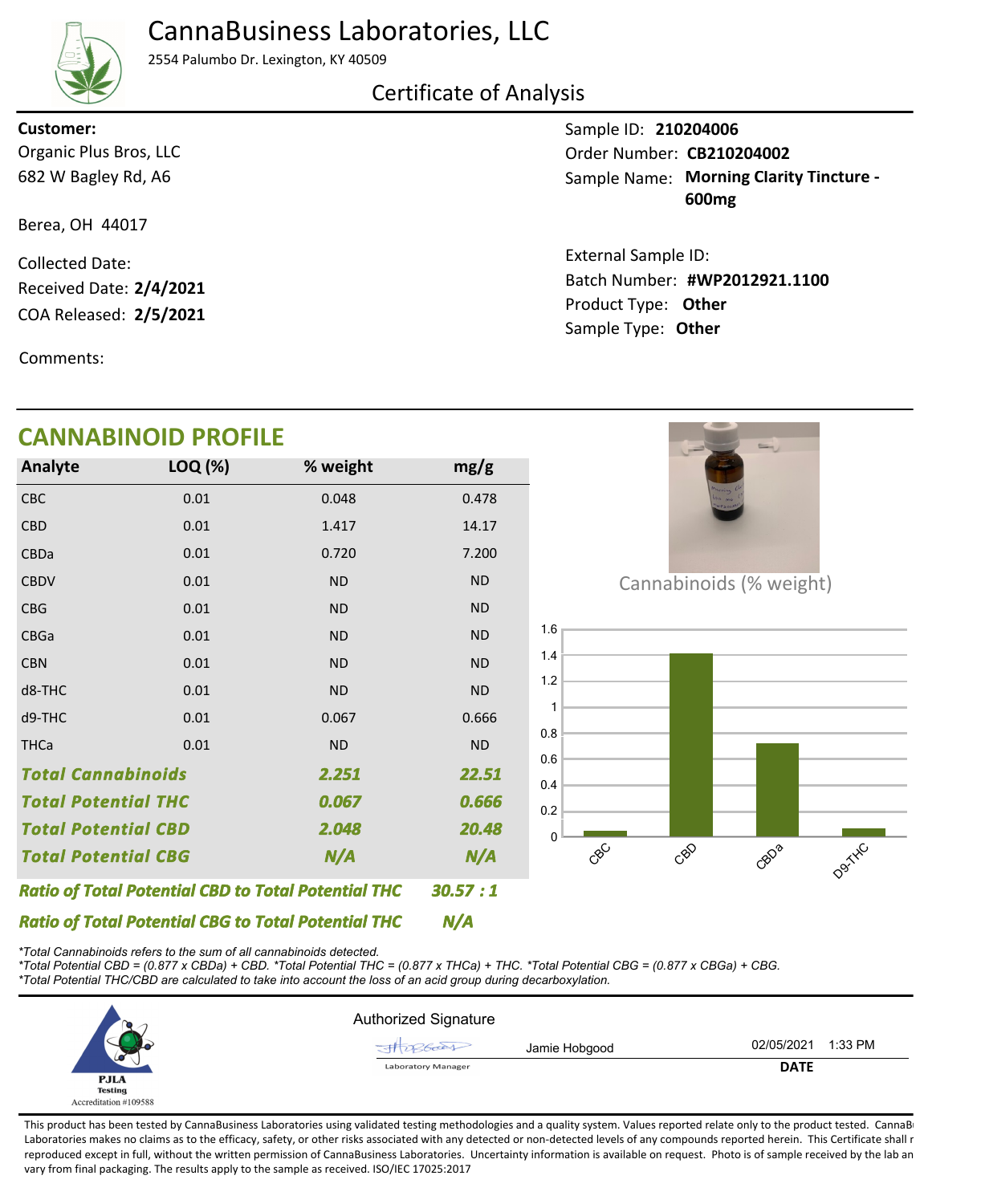# CannaBusiness Laboratories, LLC

2554 Palumbo Dr. Lexington, KY 40509

## Certificate of Analysis

**Customer:**
Organic Plus Bros, LLC
682 W Bagley Rd, A6

Berea, OH 44017

Collected Date:
Received Date: **2/4/2021**
COA Released: **2/5/2021**

Comments:

Sample ID: **210204006**
Order Number: **CB210204002**
Sample Name: **Morning Clarity Tincture - 600mg**

External Sample ID:
Batch Number: **#WP2012921.1100**
Product Type: **Other**
Sample Type: **Other**

## CANNABINOID PROFILE

| Analyte | LOQ (%) | % weight | mg/g |
|---|---|---|---|
| CBC | 0.01 | 0.048 | 0.478 |
| CBD | 0.01 | 1.417 | 14.17 |
| CBDa | 0.01 | 0.720 | 7.200 |
| CBDV | 0.01 | ND | ND |
| CBG | 0.01 | ND | ND |
| CBGa | 0.01 | ND | ND |
| CBN | 0.01 | ND | ND |
| d8-THC | 0.01 | ND | ND |
| d9-THC | 0.01 | 0.067 | 0.666 |
| THCa | 0.01 | ND | ND |
| ***Total Cannabinoids*** | | ***2.251*** | ***22.51*** |
| ***Total Potential THC*** | | ***0.067*** | ***0.666*** |
| ***Total Potential CBD*** | | ***2.048*** | ***20.48*** |
| ***Total Potential CBG*** | | ***N/A*** | ***N/A*** |

***Ratio of Total Potential CBD to Total Potential THC*** ***30.57 : 1***

***Ratio of Total Potential CBG to Total Potential THC*** ***N/A***

Cannabinoids (% weight)

*\*Total Cannabinoids refers to the sum of all cannabinoids detected.*
*\*Total Potential CBD = (0.877 x CBDa) + CBD. \*Total Potential THC = (0.877 x THCa) + THC. \*Total Potential CBG = (0.877 x CBGa) + CBG.*
*\*Total Potential THC/CBD are calculated to take into account the loss of an acid group during decarboxylation.*

PJLA Testing
Accreditation #109588

Authorized Signature

Jamie Hobgood — Laboratory Manager — 02/05/2021 1:33 PM

DATE

This product has been tested by CannaBusiness Laboratories using validated testing methodologies and a quality system. Values reported relate only to the product tested. CannaBusiness Laboratories makes no claims as to the efficacy, safety, or other risks associated with any detected or non-detected levels of any compounds reported herein. This Certificate shall not be reproduced except in full, without the written permission of CannaBusiness Laboratories. Uncertainty information is available on request. Photo is of sample received by the lab and may vary from final packaging. The results apply to the sample as received. ISO/IEC 17025:2017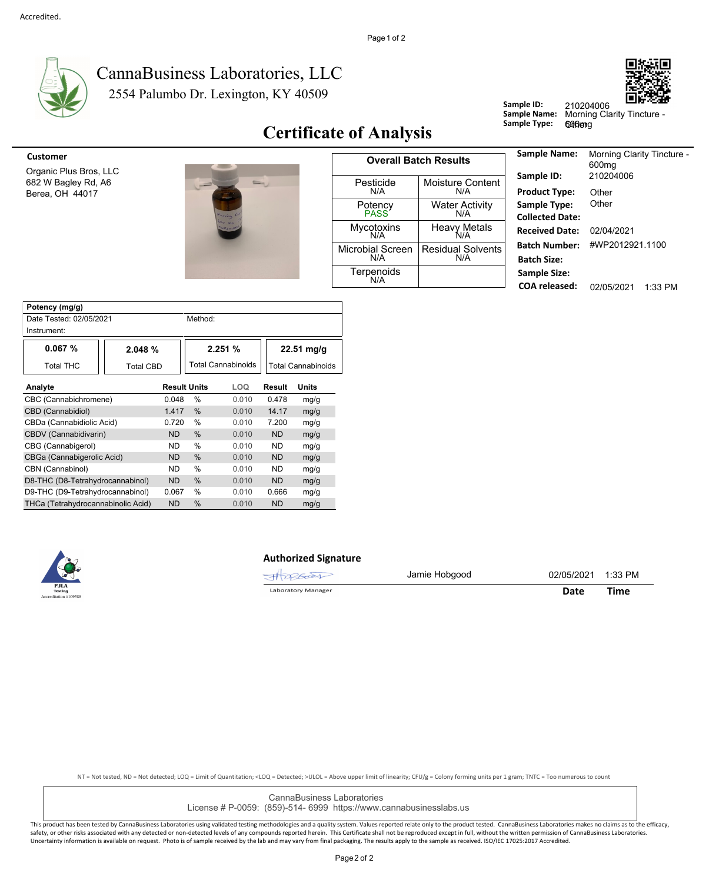Accredited.

# CannaBusiness Laboratories, LLC

2554 Palumbo Dr. Lexington, KY 40509

**Sample ID:** 210204006
**Sample Name:** Morning Clarity Tincture - 600mg
**Sample Type:** Other

## Certificate of Analysis

**Customer**

Organic Plus Bros, LLC
682 W Bagley Rd, A6
Berea, OH 44017

| Overall Batch Results | |
|---|---|
| Pesticide N/A | Moisture Content N/A |
| Potency PASS | Water Activity N/A |
| Mycotoxins N/A | Heavy Metals N/A |
| Microbial Screen N/A | Residual Solvents N/A |
| Terpenoids N/A | |

| | |
|---|---|
| **Sample Name:** | Morning Clarity Tincture - 600mg |
| **Sample ID:** | 210204006 |
| **Product Type:** | Other |
| **Sample Type:** | Other |
| **Collected Date:** | |
| **Received Date:** | 02/04/2021 |
| **Batch Number:** | #WP2012921.1100 |
| **Batch Size:** | |
| **Sample Size:** | |
| **COA released:** | 02/05/2021 1:33 PM |

**Potency (mg/g)**

Date Tested: 02/05/2021 Method:
Instrument:

| 0.067 % | 2.048 % | 2.251 % | 22.51 mg/g |
|---|---|---|---|
| Total THC | Total CBD | Total Cannabinoids | Total Cannabinoids |

| Analyte | Result | Units | LOQ | Result | Units |
|---|---|---|---|---|---|
| CBC (Cannabichromene) | 0.048 | % | 0.010 | 0.478 | mg/g |
| CBD (Cannabidiol) | 1.417 | % | 0.010 | 14.17 | mg/g |
| CBDa (Cannabidiolic Acid) | 0.720 | % | 0.010 | 7.200 | mg/g |
| CBDV (Cannabidivarin) | ND | % | 0.010 | ND | mg/g |
| CBG (Cannabigerol) | ND | % | 0.010 | ND | mg/g |
| CBGa (Cannabigerolic Acid) | ND | % | 0.010 | ND | mg/g |
| CBN (Cannabinol) | ND | % | 0.010 | ND | mg/g |
| D8-THC (D8-Tetrahydrocannabinol) | ND | % | 0.010 | ND | mg/g |
| D9-THC (D9-Tetrahydrocannabinol) | 0.067 | % | 0.010 | 0.666 | mg/g |
| THCa (Tetrahydrocannabinolic Acid) | ND | % | 0.010 | ND | mg/g |

PJLA Testing
Accreditation #109588

**Authorized Signature**

| | Jamie Hobgood | 02/05/2021 | 1:33 PM |
|---|---|---|---|
| Laboratory Manager | | **Date** | **Time** |

NT = Not tested, ND = Not detected; LOQ = Limit of Quantitation; <LOQ = Detected; >ULOL = Above upper limit of linearity; CFU/g = Colony forming units per 1 gram; TNTC = Too numerous to count

CannaBusiness Laboratories
License # P-0059: (859)-514- 6999 https://www.cannabusinesslabs.us

This product has been tested by CannaBusiness Laboratories using validated testing methodologies and a quality system. Values reported relate only to the product tested. CannaBusiness Laboratories makes no claims as to the efficacy, safety, or other risks associated with any detected or non-detected levels of any compounds reported herein. This Certificate shall not be reproduced except in full, without the written permission of CannaBusiness Laboratories. Uncertainty information is available on request. Photo is of sample received by the lab and may vary from final packaging. The results apply to the sample as received. ISO/IEC 17025:2017 Accredited.